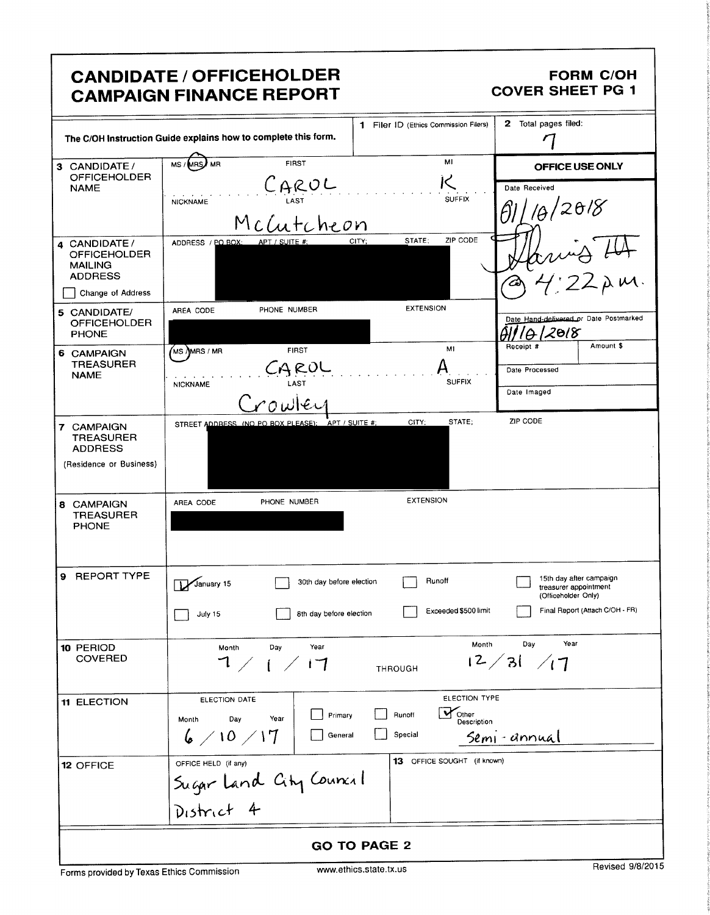# CANDIDATE / OFFICEHOLDER CAMPAIGN FINANCE REPORT

**FORM C/OH COVER SHEET PG 1**

The C/OH Instruction Guide explains how to complete this form.

| | | |
|---|---|---|
| **1** Filer ID (Ethics Commission Filers) | | |
| **2** Total pages filed: | 7 | |

| Field | Entry |
|---|---|
| **3 CANDIDATE / OFFICEHOLDER NAME** | MS / **MRS** / MR — FIRST: CAROL — MI: K — NICKNAME: — LAST: McCutcheon — SUFFIX: |
| **4 CANDIDATE / OFFICEHOLDER MAILING ADDRESS** ☐ Change of Address | ADDRESS / PO BOX; APT / SUITE #; CITY; STATE; ZIP CODE: [REDACTED] |
| **5 CANDIDATE/ OFFICEHOLDER PHONE** | AREA CODE / PHONE NUMBER / EXTENSION: [REDACTED] |
| **6 CAMPAIGN TREASURER NAME** | **MS** / MRS / MR — FIRST: CAROL — MI: A — NICKNAME: — LAST: Crowley — SUFFIX: |
| **7 CAMPAIGN TREASURER ADDRESS** (Residence or Business) | STREET ADDRESS (NO PO BOX PLEASE); APT / SUITE #; CITY; STATE; ZIP CODE: [REDACTED] |
| **8 CAMPAIGN TREASURER PHONE** | AREA CODE / PHONE NUMBER / EXTENSION: [REDACTED] |

**OFFICE USE ONLY**

| | |
|---|---|
| Date Received | 01/10/2018 Harris LH @ 4:22 pm. |
| Date Hand-delivered or Date Postmarked | 01/10/2018 |
| Receipt # | Amount $ |
| Date Processed | |
| Date Imaged | |

**9 REPORT TYPE**

- ☑ January 15
- ☐ July 15
- ☐ 30th day before election
- ☐ 8th day before election
- ☐ Runoff
- ☐ Exceeded $500 limit
- ☐ 15th day after campaign treasurer appointment (Officeholder Only)
- ☐ Final Report (Attach C/OH - FR)

**10 PERIOD COVERED**

Month / Day / Year: 7 / 1 / 17 THROUGH Month / Day / Year: 12 / 31 / 17

**11 ELECTION**

ELECTION DATE (Month / Day / Year): 6 / 10 / 17

ELECTION TYPE:
- ☐ Primary
- ☐ General
- ☐ Runoff
- ☐ Special
- ☑ Other — Description: Semi - annual

**12 OFFICE**

OFFICE HELD (if any): Sugar Land City Council District 4

**13** OFFICE SOUGHT (if known):

**GO TO PAGE 2**

Forms provided by Texas Ethics Commission — www.ethics.state.tx.us — Revised 9/8/2015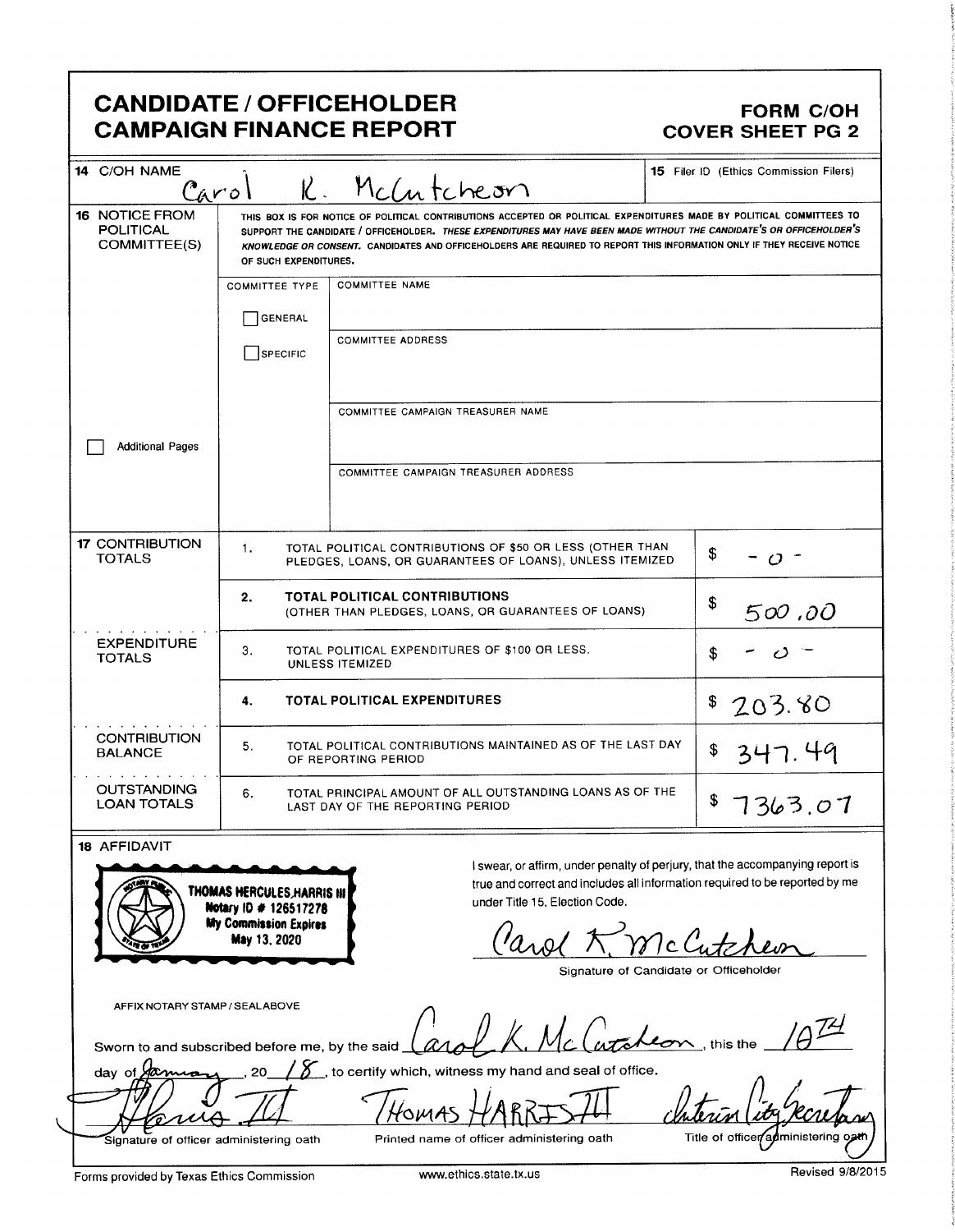# CANDIDATE / OFFICEHOLDER CAMPAIGN FINANCE REPORT

## FORM C/OH COVER SHEET PG 2

**14** C/OH NAME: Carol K. McCutcheon

**15** Filer ID (Ethics Commission Filers):

**16** NOTICE FROM POLITICAL COMMITTEE(S)

THIS BOX IS FOR NOTICE OF POLITICAL CONTRIBUTIONS ACCEPTED OR POLITICAL EXPENDITURES MADE BY POLITICAL COMMITTEES TO SUPPORT THE CANDIDATE / OFFICEHOLDER. *THESE EXPENDITURES MAY HAVE BEEN MADE WITHOUT THE CANDIDATE'S OR OFFICEHOLDER'S KNOWLEDGE OR CONSENT.* CANDIDATES AND OFFICEHOLDERS ARE REQUIRED TO REPORT THIS INFORMATION ONLY IF THEY RECEIVE NOTICE OF SUCH EXPENDITURES.

COMMITTEE TYPE: ☐ GENERAL ☐ SPECIFIC

COMMITTEE NAME:

COMMITTEE ADDRESS:

COMMITTEE CAMPAIGN TREASURER NAME:

COMMITTEE CAMPAIGN TREASURER ADDRESS:

☐ Additional Pages

**17** CONTRIBUTION TOTALS

| | | |
|---|---|---|
| **CONTRIBUTION TOTALS** | 1. TOTAL POLITICAL CONTRIBUTIONS OF $50 OR LESS (OTHER THAN PLEDGES, LOANS, OR GUARANTEES OF LOANS), UNLESS ITEMIZED | $ -0- |
| | 2. **TOTAL POLITICAL CONTRIBUTIONS** (OTHER THAN PLEDGES, LOANS, OR GUARANTEES OF LOANS) | $ 500.00 |
| **EXPENDITURE TOTALS** | 3. TOTAL POLITICAL EXPENDITURES OF $100 OR LESS, UNLESS ITEMIZED | $ -0- |
| | 4. **TOTAL POLITICAL EXPENDITURES** | $ 203.80 |
| **CONTRIBUTION BALANCE** | 5. TOTAL POLITICAL CONTRIBUTIONS MAINTAINED AS OF THE LAST DAY OF REPORTING PERIOD | $ 347.49 |
| **OUTSTANDING LOAN TOTALS** | 6. TOTAL PRINCIPAL AMOUNT OF ALL OUTSTANDING LOANS AS OF THE LAST DAY OF THE REPORTING PERIOD | $ 7363.07 |

**18** AFFIDAVIT

THOMAS HERCULES HARRIS III
Notary ID # 126517278
My Commission Expires
May 13, 2020

AFFIX NOTARY STAMP / SEAL ABOVE

I swear, or affirm, under penalty of perjury, that the accompanying report is true and correct and includes all information required to be reported by me under Title 15, Election Code.

Carol K. McCutcheon
Signature of Candidate or Officeholder

Sworn to and subscribed before me, by the said Carol K. McCutcheon, this the 10TH day of January, 20 18, to certify which, witness my hand and seal of office.

| Signature of officer administering oath | Printed name of officer administering oath | Title of officer administering oath |
|---|---|---|
| Harris III | Thomas Harris III | Interim City Secretary |

Forms provided by Texas Ethics Commission | www.ethics.state.tx.us | Revised 9/8/2015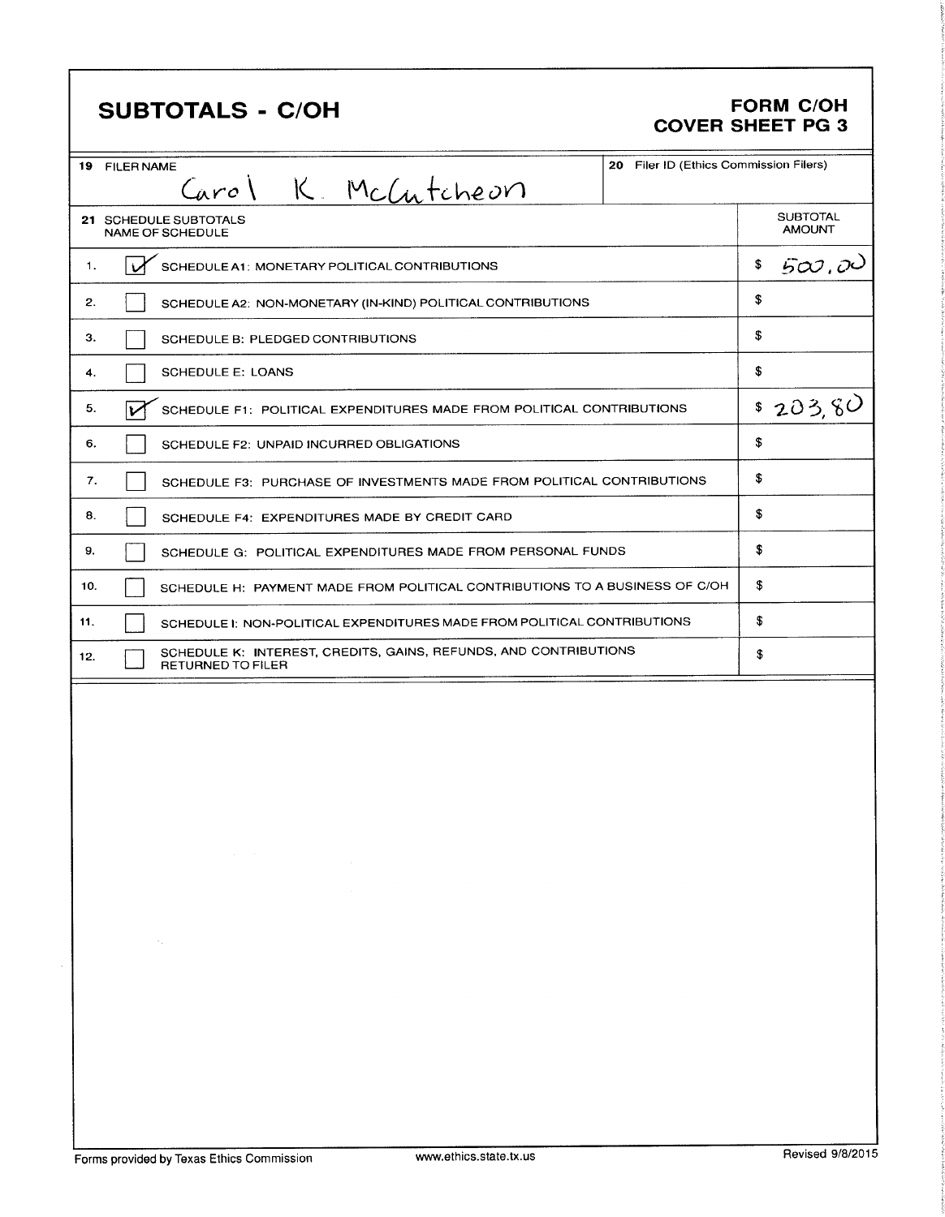# SUBTOTALS - C/OH

## FORM C/OH
## COVER SHEET PG 3

| 19 FILER NAME | 20 Filer ID (Ethics Commission Filers) |
|---|---|
| Carol K. McCutcheon | |

| 21 SCHEDULE SUBTOTALS NAME OF SCHEDULE | | SUBTOTAL AMOUNT |
|---|---|---|
| 1. | ☑ SCHEDULE A1: MONETARY POLITICAL CONTRIBUTIONS | $ 500.00 |
| 2. | ☐ SCHEDULE A2: NON-MONETARY (IN-KIND) POLITICAL CONTRIBUTIONS | $ |
| 3. | ☐ SCHEDULE B: PLEDGED CONTRIBUTIONS | $ |
| 4. | ☐ SCHEDULE E: LOANS | $ |
| 5. | ☑ SCHEDULE F1: POLITICAL EXPENDITURES MADE FROM POLITICAL CONTRIBUTIONS | $ 203.80 |
| 6. | ☐ SCHEDULE F2: UNPAID INCURRED OBLIGATIONS | $ |
| 7. | ☐ SCHEDULE F3: PURCHASE OF INVESTMENTS MADE FROM POLITICAL CONTRIBUTIONS | $ |
| 8. | ☐ SCHEDULE F4: EXPENDITURES MADE BY CREDIT CARD | $ |
| 9. | ☐ SCHEDULE G: POLITICAL EXPENDITURES MADE FROM PERSONAL FUNDS | $ |
| 10. | ☐ SCHEDULE H: PAYMENT MADE FROM POLITICAL CONTRIBUTIONS TO A BUSINESS OF C/OH | $ |
| 11. | ☐ SCHEDULE I: NON-POLITICAL EXPENDITURES MADE FROM POLITICAL CONTRIBUTIONS | $ |
| 12. | ☐ SCHEDULE K: INTEREST, CREDITS, GAINS, REFUNDS, AND CONTRIBUTIONS RETURNED TO FILER | $ |

Forms provided by Texas Ethics Commission www.ethics.state.tx.us Revised 9/8/2015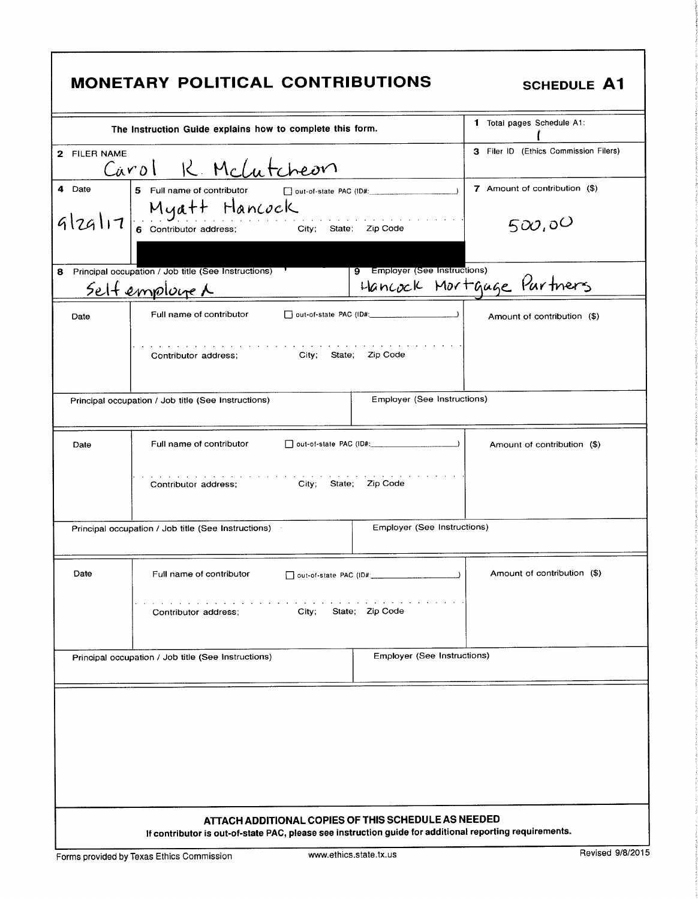# MONETARY POLITICAL CONTRIBUTIONS

**SCHEDULE A1**

| The Instruction Guide explains how to complete this form. | | 1 Total pages Schedule A1: 1 |
|---|---|---|
| **2** FILER NAME: Carol R. McCutcheon | | **3** Filer ID (Ethics Commission Filers) |
| **4** Date: 9/29/17 | **5** Full name of contributor ☐ out-of-state PAC (ID#: ) Myatt Hancock<br>**6** Contributor address; City; State; Zip Code [REDACTED] | **7** Amount of contribution ($): 500.00 |
| **8** Principal occupation / Job title (See Instructions): Self employed | **9** Employer (See Instructions): Hancock Mortgage Partners | |
| Date | Full name of contributor ☐ out-of-state PAC (ID#: )<br>Contributor address; City; State; Zip Code | Amount of contribution ($) |
| Principal occupation / Job title (See Instructions) | Employer (See Instructions) | |
| Date | Full name of contributor ☐ out-of-state PAC (ID#: )<br>Contributor address; City; State; Zip Code | Amount of contribution ($) |
| Principal occupation / Job title (See Instructions) | Employer (See Instructions) | |
| Date | Full name of contributor ☐ out-of-state PAC (ID#: )<br>Contributor address; City; State; Zip Code | Amount of contribution ($) |
| Principal occupation / Job title (See Instructions) | Employer (See Instructions) | |

**ATTACH ADDITIONAL COPIES OF THIS SCHEDULE AS NEEDED**

**If contributor is out-of-state PAC, please see instruction guide for additional reporting requirements.**

Forms provided by Texas Ethics Commission www.ethics.state.tx.us Revised 9/8/2015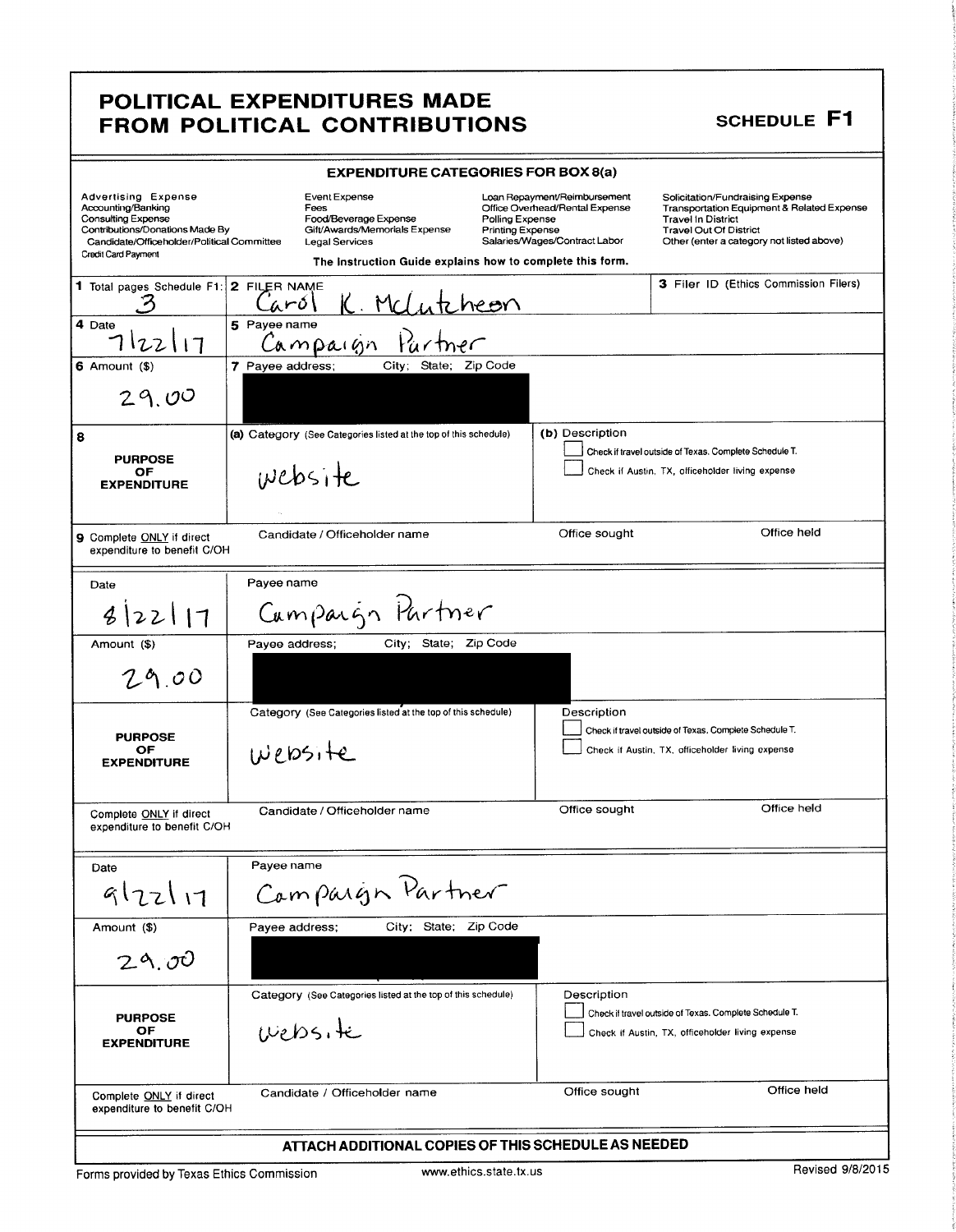# POLITICAL EXPENDITURES MADE FROM POLITICAL CONTRIBUTIONS

**SCHEDULE F1**

**EXPENDITURE CATEGORIES FOR BOX 8(a)**

| | | | |
|---|---|---|---|
| Advertising Expense | Event Expense | Loan Repayment/Reimbursement | Solicitation/Fundraising Expense |
| Accounting/Banking | Fees | Office Overhead/Rental Expense | Transportation Equipment & Related Expense |
| Consulting Expense | Food/Beverage Expense | Polling Expense | Travel In District |
| Contributions/Donations Made By Candidate/Officeholder/Political Committee | Gift/Awards/Memorials Expense | Printing Expense | Travel Out Of District |
| Credit Card Payment | Legal Services | Salaries/Wages/Contract Labor | Other (enter a category not listed above) |

**The Instruction Guide explains how to complete this form.**

| | | |
|---|---|---|
| **1** Total pages Schedule F1: 3 | **2** FILER NAME: Carol K. McCutcheon | **3** Filer ID (Ethics Commission Filers) |
| **4** Date: 7/22/17 | **5** Payee name: Campaign Partner | |
| **6** Amount ($): 29.00 | **7** Payee address; City; State; Zip Code: [REDACTED] | |
| **8** PURPOSE OF EXPENDITURE | (a) Category (See Categories listed at the top of this schedule): Website | (b) Description<br>☐ Check if travel outside of Texas. Complete Schedule T.<br>☐ Check if Austin, TX, officeholder living expense |
| **9** Complete ONLY if direct expenditure to benefit C/OH | Candidate / Officeholder name | Office sought / Office held |

| | | |
|---|---|---|
| Date: 8/22/17 | Payee name: Campaign Partner | |
| Amount ($): 29.00 | Payee address; City; State; Zip Code: [REDACTED] | |
| PURPOSE OF EXPENDITURE | Category (See Categories listed at the top of this schedule): Website | Description<br>☐ Check if travel outside of Texas. Complete Schedule T.<br>☐ Check if Austin, TX, officeholder living expense |
| Complete ONLY if direct expenditure to benefit C/OH | Candidate / Officeholder name | Office sought / Office held |

| | | |
|---|---|---|
| Date: 9/22/17 | Payee name: Campaign Partner | |
| Amount ($): 29.00 | Payee address; City; State; Zip Code: [REDACTED] | |
| PURPOSE OF EXPENDITURE | Category (See Categories listed at the top of this schedule): Website | Description<br>☐ Check if travel outside of Texas. Complete Schedule T.<br>☐ Check if Austin, TX, officeholder living expense |
| Complete ONLY if direct expenditure to benefit C/OH | Candidate / Officeholder name | Office sought / Office held |

**ATTACH ADDITIONAL COPIES OF THIS SCHEDULE AS NEEDED**

Forms provided by Texas Ethics Commission — www.ethics.state.tx.us — Revised 9/8/2015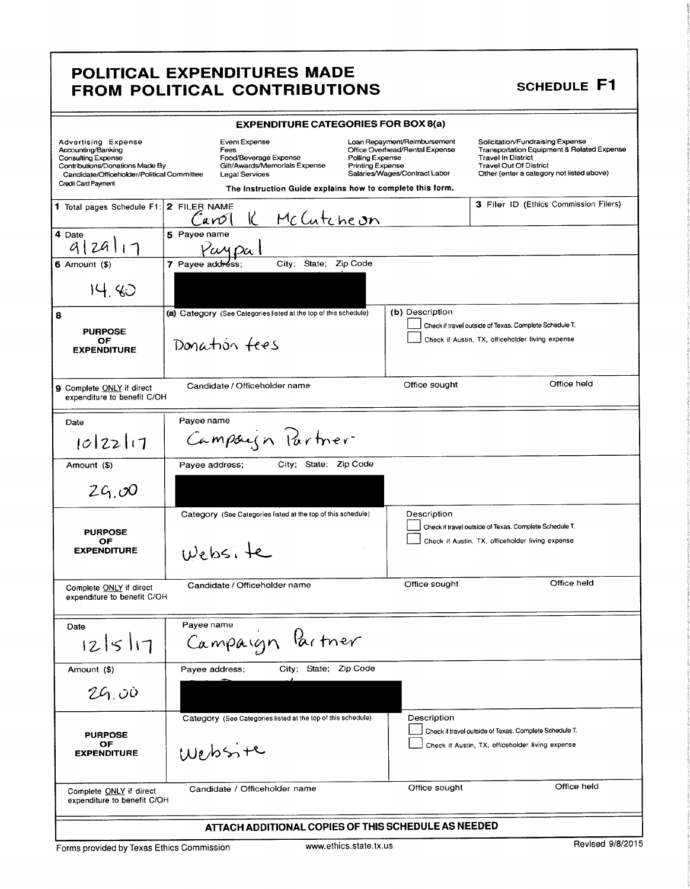# POLITICAL EXPENDITURES MADE FROM POLITICAL CONTRIBUTIONS

## SCHEDULE F1

**EXPENDITURE CATEGORIES FOR BOX 8(a)**

| | | | |
|---|---|---|---|
| Advertising Expense | Event Expense | Loan Repayment/Reimbursement | Solicitation/Fundraising Expense |
| Accounting/Banking | Fees | Office Overhead/Rental Expense | Transportation Equipment & Related Expense |
| Consulting Expense | Food/Beverage Expense | Polling Expense | Travel In District |
| Contributions/Donations Made By Candidate/Officeholder/Political Committee | Gift/Awards/Memorials Expense | Printing Expense | Travel Out Of District |
| Credit Card Payment | Legal Services | Salaries/Wages/Contract Labor | Other (enter a category not listed above) |

The Instruction Guide explains how to complete this form.

**1** Total pages Schedule F1:

**2** FILER NAME: Carol K McCutcheon

**3** Filer ID (Ethics Commission Filers):

---

**4** Date: 9/29/17

**5** Payee name: Paypal

**6** Amount ($): 14.80

**7** Payee address; City; State; Zip Code: [REDACTED]

**8 PURPOSE OF EXPENDITURE**
- (a) Category (See Categories listed at the top of this schedule): Donation fees
- (b) Description:
  - ☐ Check if travel outside of Texas. Complete Schedule T.
  - ☐ Check if Austin, TX, officeholder living expense

**9** Complete ONLY if direct expenditure to benefit C/OH — Candidate / Officeholder name: | Office sought: | Office held:

---

Date: 10/22/17

Payee name: Campaign Partner

Amount ($): 29.00

Payee address; City; State; Zip Code: [REDACTED]

**PURPOSE OF EXPENDITURE**
- Category (See Categories listed at the top of this schedule): Website
- Description:
  - ☐ Check if travel outside of Texas. Complete Schedule T.
  - ☐ Check if Austin, TX, officeholder living expense

Complete ONLY if direct expenditure to benefit C/OH — Candidate / Officeholder name: | Office sought: | Office held:

---

Date: 12/5/17

Payee name: Campaign Partner

Amount ($): 29.00

Payee address; City; State; Zip Code: [REDACTED]

**PURPOSE OF EXPENDITURE**
- Category (See Categories listed at the top of this schedule): Website
- Description:
  - ☐ Check if travel outside of Texas. Complete Schedule T.
  - ☐ Check if Austin, TX, officeholder living expense

Complete ONLY if direct expenditure to benefit C/OH — Candidate / Officeholder name: | Office sought: | Office held:

---

**ATTACH ADDITIONAL COPIES OF THIS SCHEDULE AS NEEDED**

Forms provided by Texas Ethics Commission | www.ethics.state.tx.us | Revised 9/8/2015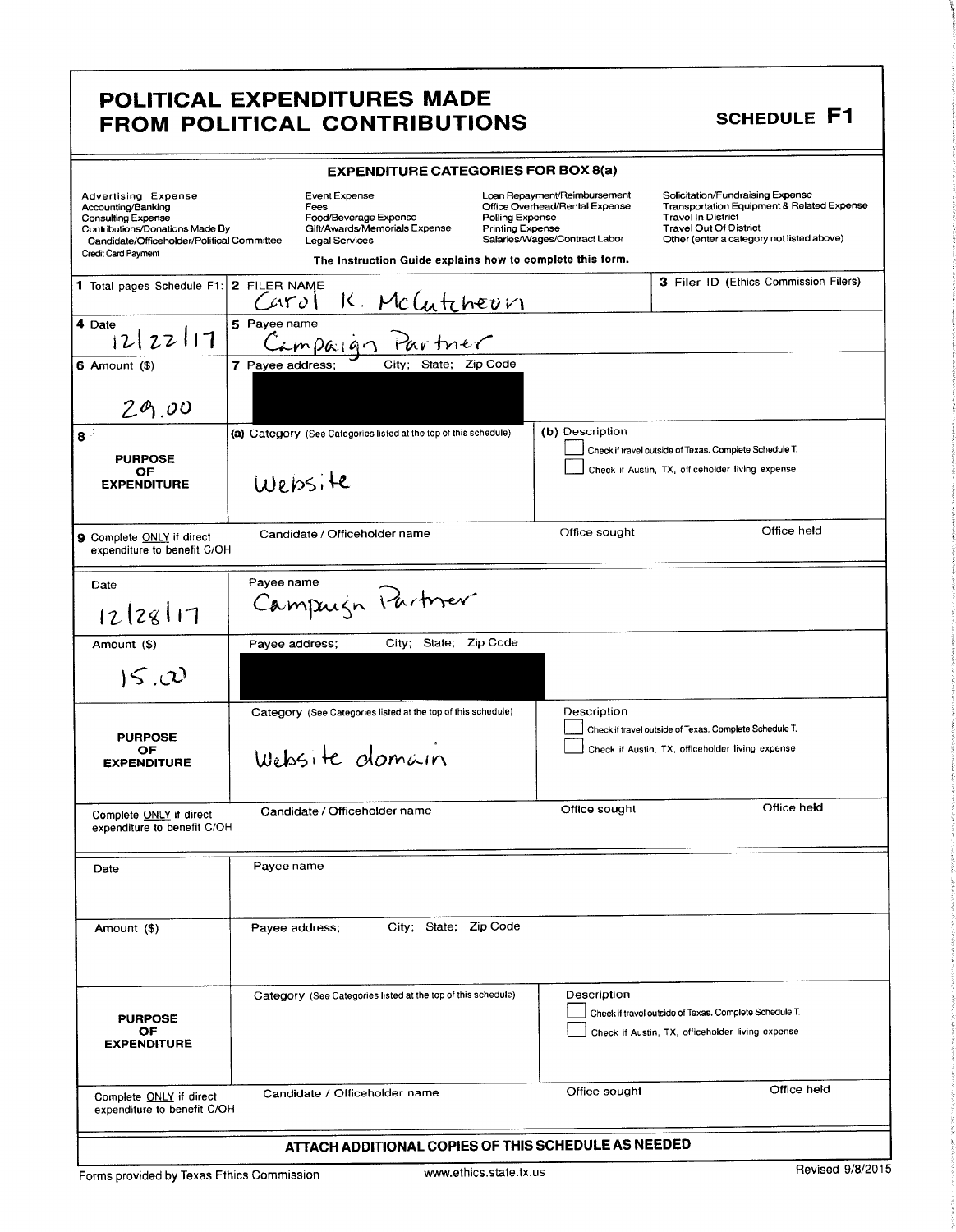# POLITICAL EXPENDITURES MADE FROM POLITICAL CONTRIBUTIONS

**SCHEDULE F1**

**EXPENDITURE CATEGORIES FOR BOX 8(a)**

Advertising Expense
Accounting/Banking
Consulting Expense
Contributions/Donations Made By Candidate/Officeholder/Political Committee
Credit Card Payment
Event Expense
Fees
Food/Beverage Expense
Gift/Awards/Memorials Expense
Legal Services
Loan Repayment/Reimbursement
Office Overhead/Rental Expense
Polling Expense
Printing Expense
Salaries/Wages/Contract Labor
Solicitation/Fundraising Expense
Transportation Equipment & Related Expense
Travel In District
Travel Out Of District
Other (enter a category not listed above)

**The Instruction Guide explains how to complete this form.**

| | | | |
|---|---|---|---|
| **1** Total pages Schedule F1: | **2** FILER NAME Carol K. McCutcheon | | **3** Filer ID (Ethics Commission Filers) |
| **4** Date 12/22/17 | **5** Payee name Campaign Partner | | |
| **6** Amount ($) 29.00 | **7** Payee address; City; State; Zip Code [REDACTED] | | |
| **8** PURPOSE OF EXPENDITURE | **(a)** Category (See Categories listed at the top of this schedule) Website | **(b)** Description ☐ Check if travel outside of Texas. Complete Schedule T. ☐ Check if Austin, TX, officeholder living expense | |
| **9** Complete ONLY if direct expenditure to benefit C/OH | Candidate / Officeholder name | Office sought | Office held |
| Date 12/28/17 | Payee name Campaign Partner | | |
| Amount ($) 15.00 | Payee address; City; State; Zip Code [REDACTED] | | |
| PURPOSE OF EXPENDITURE | Category (See Categories listed at the top of this schedule) Website domain | Description ☐ Check if travel outside of Texas. Complete Schedule T. ☐ Check if Austin, TX, officeholder living expense | |
| Complete ONLY if direct expenditure to benefit C/OH | Candidate / Officeholder name | Office sought | Office held |
| Date | Payee name | | |
| Amount ($) | Payee address; City; State; Zip Code | | |
| PURPOSE OF EXPENDITURE | Category (See Categories listed at the top of this schedule) | Description ☐ Check if travel outside of Texas. Complete Schedule T. ☐ Check if Austin, TX, officeholder living expense | |
| Complete ONLY if direct expenditure to benefit C/OH | Candidate / Officeholder name | Office sought | Office held |

**ATTACH ADDITIONAL COPIES OF THIS SCHEDULE AS NEEDED**

Forms provided by Texas Ethics Commission www.ethics.state.tx.us Revised 9/8/2015